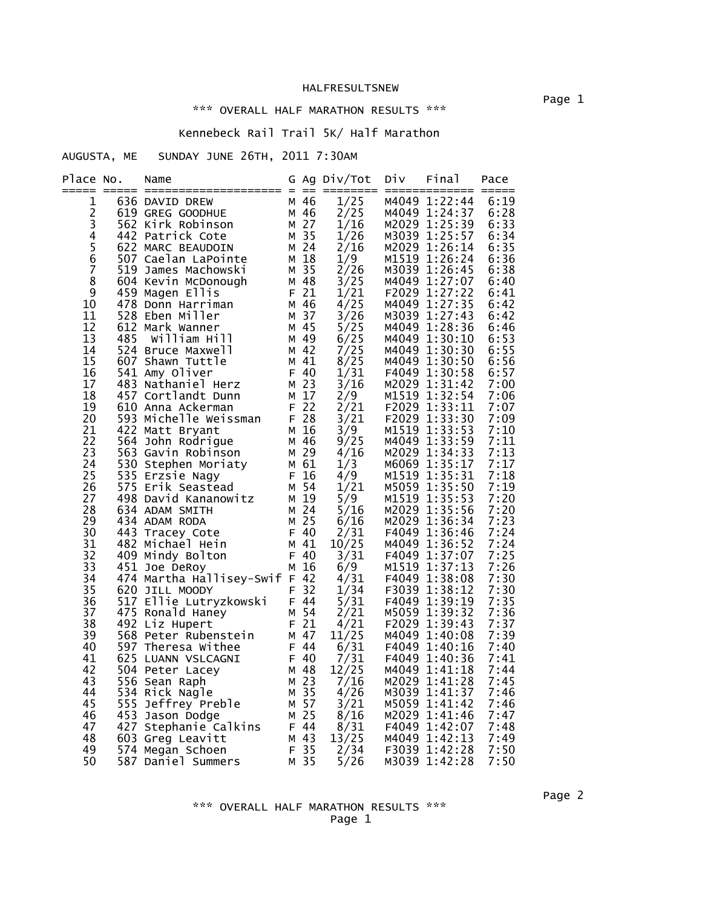HALFRESULTSNEW

# *** OVERALL HALF MARATHON RESULTS ***

## Kennebeck Rail Trail 5K/ Half Marathon

AUGUSTA, ME SUNDAY JUNE 26TH, 2011 7:30AM

| Place | No. | Name | G | Ag | Div/Tot | Div | Final | Pace |
|---|---|---|---|---|---|---|---|---|
| 1 | 636 | DAVID DREW | M | 46 | 1/25 | M4049 | 1:22:44 | 6:19 |
| 2 | 619 | GREG GOODHUE | M | 46 | 2/25 | M4049 | 1:24:37 | 6:28 |
| 3 | 562 | Kirk Robinson | M | 27 | 1/16 | M2029 | 1:25:39 | 6:33 |
| 4 | 442 | Patrick Cote | M | 35 | 1/26 | M3039 | 1:25:57 | 6:34 |
| 5 | 622 | MARC BEAUDOIN | M | 24 | 2/16 | M2029 | 1:26:14 | 6:35 |
| 6 | 507 | Caelan LaPointe | M | 18 | 1/9 | M1519 | 1:26:24 | 6:36 |
| 7 | 519 | James Machowski | M | 35 | 2/26 | M3039 | 1:26:45 | 6:38 |
| 8 | 604 | Kevin McDonough | M | 48 | 3/25 | M4049 | 1:27:07 | 6:40 |
| 9 | 459 | Magen Ellis | F | 21 | 1/21 | F2029 | 1:27:22 | 6:41 |
| 10 | 478 | Donn Harriman | M | 46 | 4/25 | M4049 | 1:27:35 | 6:42 |
| 11 | 528 | Eben Miller | M | 37 | 3/26 | M3039 | 1:27:43 | 6:42 |
| 12 | 612 | Mark Wanner | M | 45 | 5/25 | M4049 | 1:28:36 | 6:46 |
| 13 | 485 | William Hill | M | 49 | 6/25 | M4049 | 1:30:10 | 6:53 |
| 14 | 524 | Bruce Maxwell | M | 42 | 7/25 | M4049 | 1:30:30 | 6:55 |
| 15 | 607 | Shawn Tuttle | M | 41 | 8/25 | M4049 | 1:30:50 | 6:56 |
| 16 | 541 | Amy Oliver | F | 40 | 1/31 | F4049 | 1:30:58 | 6:57 |
| 17 | 483 | Nathaniel Herz | M | 23 | 3/16 | M2029 | 1:31:42 | 7:00 |
| 18 | 457 | Cortlandt Dunn | M | 17 | 2/9 | M1519 | 1:32:54 | 7:06 |
| 19 | 610 | Anna Ackerman | F | 22 | 2/21 | F2029 | 1:33:11 | 7:07 |
| 20 | 593 | Michelle Weissman | F | 28 | 3/21 | F2029 | 1:33:30 | 7:09 |
| 21 | 422 | Matt Bryant | M | 16 | 3/9 | M1519 | 1:33:53 | 7:10 |
| 22 | 564 | John Rodrigue | M | 46 | 9/25 | M4049 | 1:33:59 | 7:11 |
| 23 | 563 | Gavin Robinson | M | 29 | 4/16 | M2029 | 1:34:33 | 7:13 |
| 24 | 530 | Stephen Moriaty | M | 61 | 1/3 | M6069 | 1:35:17 | 7:17 |
| 25 | 535 | Erzsie Nagy | F | 16 | 4/9 | M1519 | 1:35:31 | 7:18 |
| 26 | 575 | Erik Seastead | M | 54 | 1/21 | M5059 | 1:35:50 | 7:19 |
| 27 | 498 | David Kananowitz | M | 19 | 5/9 | M1519 | 1:35:53 | 7:20 |
| 28 | 634 | ADAM SMITH | M | 24 | 5/16 | M2029 | 1:35:56 | 7:20 |
| 29 | 434 | ADAM RODA | M | 25 | 6/16 | M2029 | 1:36:34 | 7:23 |
| 30 | 443 | Tracey Cote | F | 40 | 2/31 | F4049 | 1:36:46 | 7:24 |
| 31 | 482 | Michael Hein | M | 41 | 10/25 | M4049 | 1:36:52 | 7:24 |
| 32 | 409 | Mindy Bolton | F | 40 | 3/31 | F4049 | 1:37:07 | 7:25 |
| 33 | 451 | Joe DeRoy | M | 16 | 6/9 | M1519 | 1:37:13 | 7:26 |
| 34 | 474 | Martha Hallisey-Swif | F | 42 | 4/31 | F4049 | 1:38:08 | 7:30 |
| 35 | 620 | JILL MOODY | F | 32 | 1/34 | F3039 | 1:38:12 | 7:30 |
| 36 | 517 | Ellie Lutryzkowski | F | 44 | 5/31 | F4049 | 1:39:19 | 7:35 |
| 37 | 475 | Ronald Haney | M | 54 | 2/21 | M5059 | 1:39:32 | 7:36 |
| 38 | 492 | Liz Hupert | F | 21 | 4/21 | F2029 | 1:39:43 | 7:37 |
| 39 | 568 | Peter Rubenstein | M | 47 | 11/25 | M4049 | 1:40:08 | 7:39 |
| 40 | 597 | Theresa Withee | F | 44 | 6/31 | F4049 | 1:40:16 | 7:40 |
| 41 | 625 | LUANN VSLCAGNI | F | 40 | 7/31 | F4049 | 1:40:36 | 7:41 |
| 42 | 504 | Peter Lacey | M | 48 | 12/25 | M4049 | 1:41:18 | 7:44 |
| 43 | 556 | Sean Raph | M | 23 | 7/16 | M2029 | 1:41:28 | 7:45 |
| 44 | 534 | Rick Nagle | M | 35 | 4/26 | M3039 | 1:41:37 | 7:46 |
| 45 | 555 | Jeffrey Preble | M | 57 | 3/21 | M5059 | 1:41:42 | 7:46 |
| 46 | 453 | Jason Dodge | M | 25 | 8/16 | M2029 | 1:41:46 | 7:47 |
| 47 | 427 | Stephanie Calkins | F | 44 | 8/31 | F4049 | 1:42:07 | 7:48 |
| 48 | 603 | Greg Leavitt | M | 43 | 13/25 | M4049 | 1:42:13 | 7:49 |
| 49 | 574 | Megan Schoen | F | 35 | 2/34 | F3039 | 1:42:28 | 7:50 |
| 50 | 587 | Daniel Summers | M | 35 | 5/26 | M3039 | 1:42:28 | 7:50 |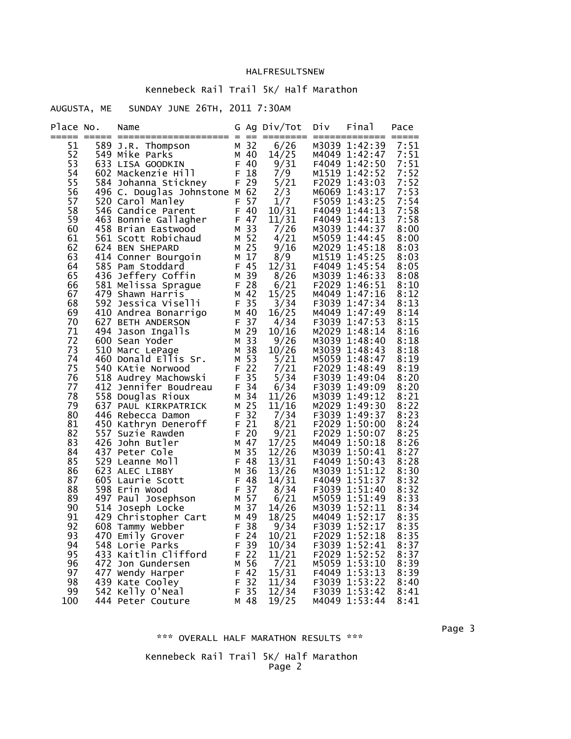HALFRESULTSNEW

# Kennebeck Rail Trail 5K/ Half Marathon

AUGUSTA, ME SUNDAY JUNE 26TH, 2011 7:30AM

| Place | No. | Name | G | Ag | Div/Tot | Div | Final | Pace |
|---|---|---|---|---|---|---|---|---|
| 51 | 589 | J.R. Thompson | M | 32 | 6/26 | M3039 | 1:42:39 | 7:51 |
| 52 | 549 | Mike Parks | M | 40 | 14/25 | M4049 | 1:42:47 | 7:51 |
| 53 | 633 | LISA GOODKIN | F | 40 | 9/31 | F4049 | 1:42:50 | 7:51 |
| 54 | 602 | Mackenzie Hill | F | 18 | 7/9 | M1519 | 1:42:52 | 7:52 |
| 55 | 584 | Johanna Stickney | F | 29 | 5/21 | F2029 | 1:43:03 | 7:52 |
| 56 | 496 | C. Douglas Johnstone | M | 62 | 2/3 | M6069 | 1:43:17 | 7:53 |
| 57 | 520 | Carol Manley | F | 57 | 1/7 | F5059 | 1:43:25 | 7:54 |
| 58 | 546 | Candice Parent | F | 40 | 10/31 | F4049 | 1:44:13 | 7:58 |
| 59 | 463 | Bonnie Gallagher | F | 47 | 11/31 | F4049 | 1:44:13 | 7:58 |
| 60 | 458 | Brian Eastwood | M | 33 | 7/26 | M3039 | 1:44:37 | 8:00 |
| 61 | 561 | Scott Robichaud | M | 52 | 4/21 | M5059 | 1:44:45 | 8:00 |
| 62 | 624 | BEN SHEPARD | M | 25 | 9/16 | M2029 | 1:45:18 | 8:03 |
| 63 | 414 | Conner Bourgoin | M | 17 | 8/9 | M1519 | 1:45:25 | 8:03 |
| 64 | 585 | Pam Stoddard | F | 45 | 12/31 | F4049 | 1:45:54 | 8:05 |
| 65 | 436 | Jeffery Coffin | M | 39 | 8/26 | M3039 | 1:46:33 | 8:08 |
| 66 | 581 | Melissa Sprague | F | 28 | 6/21 | F2029 | 1:46:51 | 8:10 |
| 67 | 479 | Shawn Harris | M | 42 | 15/25 | M4049 | 1:47:16 | 8:12 |
| 68 | 592 | Jessica Viselli | F | 35 | 3/34 | F3039 | 1:47:34 | 8:13 |
| 69 | 410 | Andrea Bonarrigo | M | 40 | 16/25 | M4049 | 1:47:49 | 8:14 |
| 70 | 627 | BETH ANDERSON | F | 37 | 4/34 | F3039 | 1:47:53 | 8:15 |
| 71 | 494 | Jason Ingalls | M | 29 | 10/16 | M2029 | 1:48:14 | 8:16 |
| 72 | 600 | Sean Yoder | M | 33 | 9/26 | M3039 | 1:48:40 | 8:18 |
| 73 | 510 | Marc LePage | M | 38 | 10/26 | M3039 | 1:48:43 | 8:18 |
| 74 | 460 | Donald Ellis Sr. | M | 53 | 5/21 | M5059 | 1:48:47 | 8:19 |
| 75 | 540 | KAtie Norwood | F | 22 | 7/21 | F2029 | 1:48:49 | 8:19 |
| 76 | 518 | Audrey Machowski | F | 35 | 5/34 | F3039 | 1:49:04 | 8:20 |
| 77 | 412 | Jennifer Boudreau | F | 34 | 6/34 | F3039 | 1:49:09 | 8:20 |
| 78 | 558 | Douglas Rioux | M | 34 | 11/26 | M3039 | 1:49:12 | 8:21 |
| 79 | 637 | PAUL KIRKPATRICK | M | 25 | 11/16 | M2029 | 1:49:30 | 8:22 |
| 80 | 446 | Rebecca Damon | F | 32 | 7/34 | F3039 | 1:49:37 | 8:23 |
| 81 | 450 | Kathryn Deneroff | F | 21 | 8/21 | F2029 | 1:50:00 | 8:24 |
| 82 | 557 | Suzie Rawden | F | 20 | 9/21 | F2029 | 1:50:07 | 8:25 |
| 83 | 426 | John Butler | M | 47 | 17/25 | M4049 | 1:50:18 | 8:26 |
| 84 | 437 | Peter Cole | M | 35 | 12/26 | M3039 | 1:50:41 | 8:27 |
| 85 | 529 | Leanne Moll | F | 48 | 13/31 | F4049 | 1:50:43 | 8:28 |
| 86 | 623 | ALEC LIBBY | M | 36 | 13/26 | M3039 | 1:51:12 | 8:30 |
| 87 | 605 | Laurie Scott | F | 48 | 14/31 | F4049 | 1:51:37 | 8:32 |
| 88 | 598 | Erin Wood | F | 37 | 8/34 | F3039 | 1:51:40 | 8:32 |
| 89 | 497 | Paul Josephson | M | 57 | 6/21 | M5059 | 1:51:49 | 8:33 |
| 90 | 514 | Joseph Locke | M | 37 | 14/26 | M3039 | 1:52:11 | 8:34 |
| 91 | 429 | Christopher Cart | M | 49 | 18/25 | M4049 | 1:52:17 | 8:35 |
| 92 | 608 | Tammy Webber | F | 38 | 9/34 | F3039 | 1:52:17 | 8:35 |
| 93 | 470 | Emily Grover | F | 24 | 10/21 | F2029 | 1:52:18 | 8:35 |
| 94 | 548 | Lorie Parks | F | 39 | 10/34 | F3039 | 1:52:41 | 8:37 |
| 95 | 433 | Kaitlin Clifford | F | 22 | 11/21 | F2029 | 1:52:52 | 8:37 |
| 96 | 472 | Jon Gundersen | M | 56 | 7/21 | M5059 | 1:53:10 | 8:39 |
| 97 | 477 | Wendy Harper | F | 42 | 15/31 | F4049 | 1:53:13 | 8:39 |
| 98 | 439 | Kate Cooley | F | 32 | 11/34 | F3039 | 1:53:22 | 8:40 |
| 99 | 542 | Kelly O'Neal | F | 35 | 12/34 | F3039 | 1:53:42 | 8:41 |
| 100 | 444 | Peter Couture | M | 48 | 19/25 | M4049 | 1:53:44 | 8:41 |

*** OVERALL HALF MARATHON RESULTS ***

Kennebeck Rail Trail 5K/ Half Marathon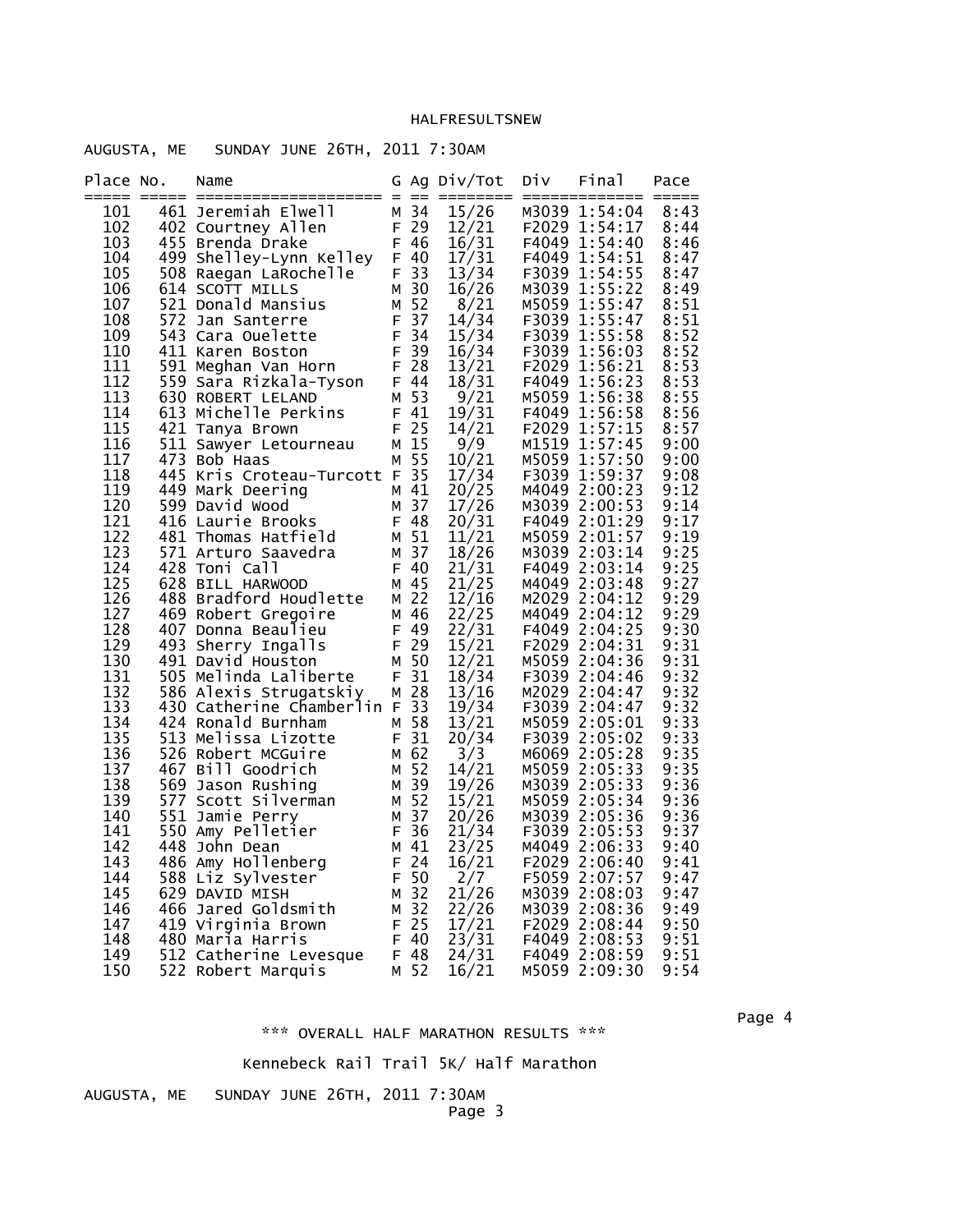HALFRESULTSNEW

AUGUSTA, ME SUNDAY JUNE 26TH, 2011 7:30AM

| Place | No. | Name | G | Ag | Div/Tot | Div | Final | Pace |
|---|---|---|---|---|---|---|---|---|
| 101 | 461 | Jeremiah Elwell | M | 34 | 15/26 | M3039 | 1:54:04 | 8:43 |
| 102 | 402 | Courtney Allen | F | 29 | 12/21 | F2029 | 1:54:17 | 8:44 |
| 103 | 455 | Brenda Drake | F | 46 | 16/31 | F4049 | 1:54:40 | 8:46 |
| 104 | 499 | Shelley-Lynn Kelley | F | 40 | 17/31 | F4049 | 1:54:51 | 8:47 |
| 105 | 508 | Raegan LaRochelle | F | 33 | 13/34 | F3039 | 1:54:55 | 8:47 |
| 106 | 614 | SCOTT MILLS | M | 30 | 16/26 | M3039 | 1:55:22 | 8:49 |
| 107 | 521 | Donald Mansius | M | 52 | 8/21 | M5059 | 1:55:47 | 8:51 |
| 108 | 572 | Jan Santerre | F | 37 | 14/34 | F3039 | 1:55:47 | 8:51 |
| 109 | 543 | Cara Ouelette | F | 34 | 15/34 | F3039 | 1:55:58 | 8:52 |
| 110 | 411 | Karen Boston | F | 39 | 16/34 | F3039 | 1:56:03 | 8:52 |
| 111 | 591 | Meghan Van Horn | F | 28 | 13/21 | F2029 | 1:56:21 | 8:53 |
| 112 | 559 | Sara Rizkala-Tyson | F | 44 | 18/31 | F4049 | 1:56:23 | 8:53 |
| 113 | 630 | ROBERT LELAND | M | 53 | 9/21 | M5059 | 1:56:38 | 8:55 |
| 114 | 613 | Michelle Perkins | F | 41 | 19/31 | F4049 | 1:56:58 | 8:56 |
| 115 | 421 | Tanya Brown | F | 25 | 14/21 | F2029 | 1:57:15 | 8:57 |
| 116 | 511 | Sawyer Letourneau | M | 15 | 9/9 | M1519 | 1:57:45 | 9:00 |
| 117 | 473 | Bob Haas | M | 55 | 10/21 | M5059 | 1:57:50 | 9:00 |
| 118 | 445 | Kris Croteau-Turcott | F | 35 | 17/34 | F3039 | 1:59:37 | 9:08 |
| 119 | 449 | Mark Deering | M | 41 | 20/25 | M4049 | 2:00:23 | 9:12 |
| 120 | 599 | David Wood | M | 37 | 17/26 | M3039 | 2:00:53 | 9:14 |
| 121 | 416 | Laurie Brooks | F | 48 | 20/31 | F4049 | 2:01:29 | 9:17 |
| 122 | 481 | Thomas Hatfield | M | 51 | 11/21 | M5059 | 2:01:57 | 9:19 |
| 123 | 571 | Arturo Saavedra | M | 37 | 18/26 | M3039 | 2:03:14 | 9:25 |
| 124 | 428 | Toni Call | F | 40 | 21/31 | F4049 | 2:03:14 | 9:25 |
| 125 | 628 | BILL HARWOOD | M | 45 | 21/25 | M4049 | 2:03:48 | 9:27 |
| 126 | 488 | Bradford Houdlette | M | 22 | 12/16 | M2029 | 2:04:12 | 9:29 |
| 127 | 469 | Robert Gregoire | M | 46 | 22/25 | M4049 | 2:04:12 | 9:29 |
| 128 | 407 | Donna Beaulieu | F | 49 | 22/31 | F4049 | 2:04:25 | 9:30 |
| 129 | 493 | Sherry Ingalls | F | 29 | 15/21 | F2029 | 2:04:31 | 9:31 |
| 130 | 491 | David Houston | M | 50 | 12/21 | M5059 | 2:04:36 | 9:31 |
| 131 | 505 | Melinda Laliberte | F | 31 | 18/34 | F3039 | 2:04:46 | 9:32 |
| 132 | 586 | Alexis Strugatskiy | M | 28 | 13/16 | M2029 | 2:04:47 | 9:32 |
| 133 | 430 | Catherine Chamberlin | F | 33 | 19/34 | F3039 | 2:04:47 | 9:32 |
| 134 | 424 | Ronald Burnham | M | 58 | 13/21 | M5059 | 2:05:01 | 9:33 |
| 135 | 513 | Melissa Lizotte | F | 31 | 20/34 | F3039 | 2:05:02 | 9:33 |
| 136 | 526 | Robert MCGuire | M | 62 | 3/3 | M6069 | 2:05:28 | 9:35 |
| 137 | 467 | Bill Goodrich | M | 52 | 14/21 | M5059 | 2:05:33 | 9:35 |
| 138 | 569 | Jason Rushing | M | 39 | 19/26 | M3039 | 2:05:33 | 9:36 |
| 139 | 577 | Scott Silverman | M | 52 | 15/21 | M5059 | 2:05:34 | 9:36 |
| 140 | 551 | Jamie Perry | M | 37 | 20/26 | M3039 | 2:05:36 | 9:36 |
| 141 | 550 | Amy Pelletier | F | 36 | 21/34 | F3039 | 2:05:53 | 9:37 |
| 142 | 448 | John Dean | M | 41 | 23/25 | M4049 | 2:06:33 | 9:40 |
| 143 | 486 | Amy Hollenberg | F | 24 | 16/21 | F2029 | 2:06:40 | 9:41 |
| 144 | 588 | Liz Sylvester | F | 50 | 2/7 | F5059 | 2:07:57 | 9:47 |
| 145 | 629 | DAVID MISH | M | 32 | 21/26 | M3039 | 2:08:03 | 9:47 |
| 146 | 466 | Jared Goldsmith | M | 32 | 22/26 | M3039 | 2:08:36 | 9:49 |
| 147 | 419 | Virginia Brown | F | 25 | 17/21 | F2029 | 2:08:44 | 9:50 |
| 148 | 480 | Maria Harris | F | 40 | 23/31 | F4049 | 2:08:53 | 9:51 |
| 149 | 512 | Catherine Levesque | F | 48 | 24/31 | F4049 | 2:08:59 | 9:51 |
| 150 | 522 | Robert Marquis | M | 52 | 16/21 | M5059 | 2:09:30 | 9:54 |

\*\*\* OVERALL HALF MARATHON RESULTS \*\*\*

Kennebeck Rail Trail 5K/ Half Marathon

AUGUSTA, ME SUNDAY JUNE 26TH, 2011 7:30AM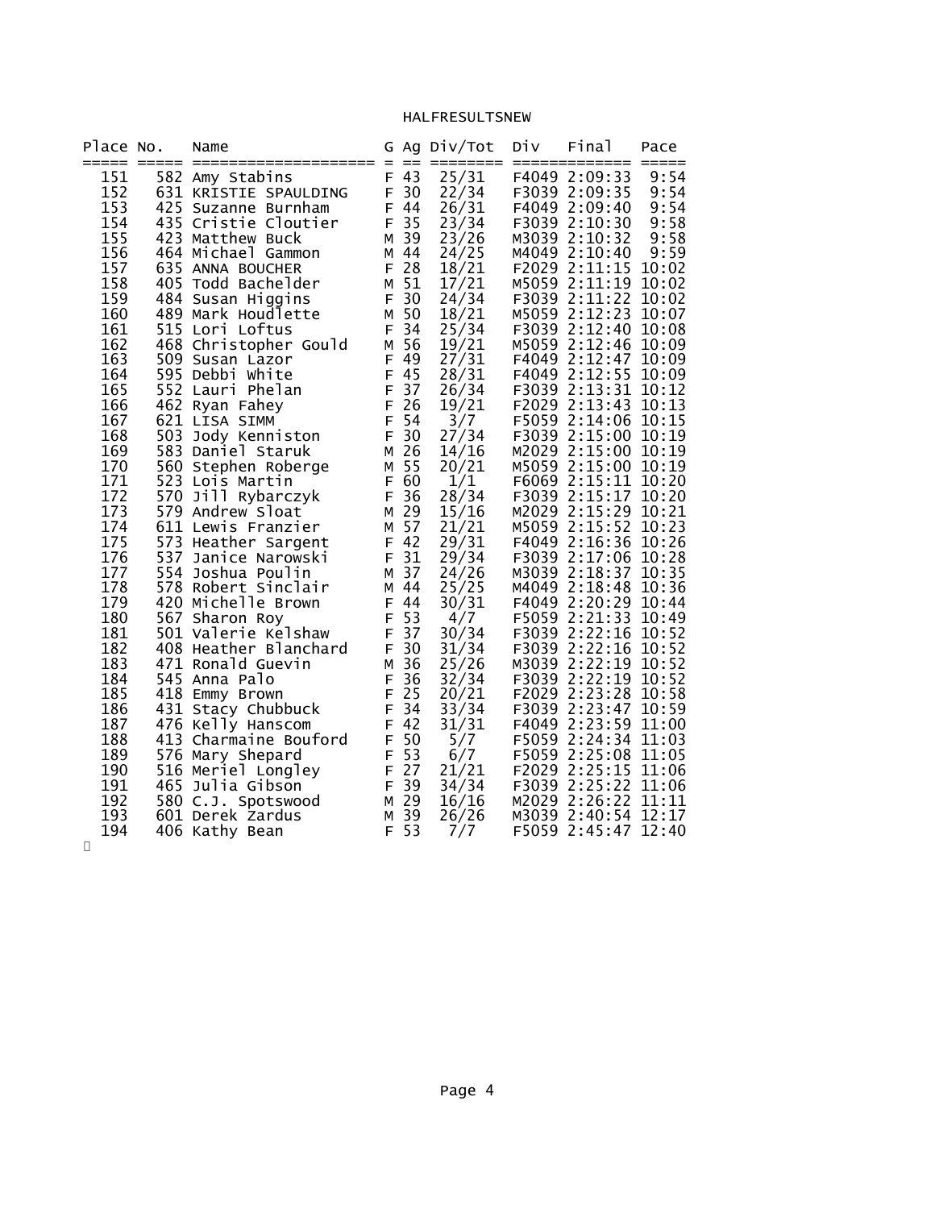HALFRESULTSNEW

| Place | No. | Name | G | Ag | Div/Tot | Div | Final | Pace |
|---|---|---|---|---|---|---|---|---|
| 151 | 582 | Amy Stabins | F | 43 | 25/31 | F4049 | 2:09:33 | 9:54 |
| 152 | 631 | KRISTIE SPAULDING | F | 30 | 22/34 | F3039 | 2:09:35 | 9:54 |
| 153 | 425 | Suzanne Burnham | F | 44 | 26/31 | F4049 | 2:09:40 | 9:54 |
| 154 | 435 | Cristie Cloutier | F | 35 | 23/34 | F3039 | 2:10:30 | 9:58 |
| 155 | 423 | Matthew Buck | M | 39 | 23/26 | M3039 | 2:10:32 | 9:58 |
| 156 | 464 | Michael Gammon | M | 44 | 24/25 | M4049 | 2:10:40 | 9:59 |
| 157 | 635 | ANNA BOUCHER | F | 28 | 18/21 | F2029 | 2:11:15 | 10:02 |
| 158 | 405 | Todd Bachelder | M | 51 | 17/21 | M5059 | 2:11:19 | 10:02 |
| 159 | 484 | Susan Higgins | F | 30 | 24/34 | F3039 | 2:11:22 | 10:02 |
| 160 | 489 | Mark Houdlette | M | 50 | 18/21 | M5059 | 2:12:23 | 10:07 |
| 161 | 515 | Lori Loftus | F | 34 | 25/34 | F3039 | 2:12:40 | 10:08 |
| 162 | 468 | Christopher Gould | M | 56 | 19/21 | M5059 | 2:12:46 | 10:09 |
| 163 | 509 | Susan Lazor | F | 49 | 27/31 | F4049 | 2:12:47 | 10:09 |
| 164 | 595 | Debbi White | F | 45 | 28/31 | F4049 | 2:12:55 | 10:09 |
| 165 | 552 | Lauri Phelan | F | 37 | 26/34 | F3039 | 2:13:31 | 10:12 |
| 166 | 462 | Ryan Fahey | F | 26 | 19/21 | F2029 | 2:13:43 | 10:13 |
| 167 | 621 | LISA SIMM | F | 54 | 3/7 | F5059 | 2:14:06 | 10:15 |
| 168 | 503 | Jody Kenniston | F | 30 | 27/34 | F3039 | 2:15:00 | 10:19 |
| 169 | 583 | Daniel Staruk | M | 26 | 14/16 | M2029 | 2:15:00 | 10:19 |
| 170 | 560 | Stephen Roberge | M | 55 | 20/21 | M5059 | 2:15:00 | 10:19 |
| 171 | 523 | Lois Martin | F | 60 | 1/1 | F6069 | 2:15:11 | 10:20 |
| 172 | 570 | Jill Rybarczyk | F | 36 | 28/34 | F3039 | 2:15:17 | 10:20 |
| 173 | 579 | Andrew Sloat | M | 29 | 15/16 | M2029 | 2:15:29 | 10:21 |
| 174 | 611 | Lewis Franzier | M | 57 | 21/21 | M5059 | 2:15:52 | 10:23 |
| 175 | 573 | Heather Sargent | F | 42 | 29/31 | F4049 | 2:16:36 | 10:26 |
| 176 | 537 | Janice Narowski | F | 31 | 29/34 | F3039 | 2:17:06 | 10:28 |
| 177 | 554 | Joshua Poulin | M | 37 | 24/26 | M3039 | 2:18:37 | 10:35 |
| 178 | 578 | Robert Sinclair | M | 44 | 25/25 | M4049 | 2:18:48 | 10:36 |
| 179 | 420 | Michelle Brown | F | 44 | 30/31 | F4049 | 2:20:29 | 10:44 |
| 180 | 567 | Sharon Roy | F | 53 | 4/7 | F5059 | 2:21:33 | 10:49 |
| 181 | 501 | Valerie Kelshaw | F | 37 | 30/34 | F3039 | 2:22:16 | 10:52 |
| 182 | 408 | Heather Blanchard | F | 30 | 31/34 | F3039 | 2:22:16 | 10:52 |
| 183 | 471 | Ronald Guevin | M | 36 | 25/26 | M3039 | 2:22:19 | 10:52 |
| 184 | 545 | Anna Palo | F | 36 | 32/34 | F3039 | 2:22:19 | 10:52 |
| 185 | 418 | Emmy Brown | F | 25 | 20/21 | F2029 | 2:23:28 | 10:58 |
| 186 | 431 | Stacy Chubbuck | F | 34 | 33/34 | F3039 | 2:23:47 | 10:59 |
| 187 | 476 | Kelly Hanscom | F | 42 | 31/31 | F4049 | 2:23:59 | 11:00 |
| 188 | 413 | Charmaine Bouford | F | 50 | 5/7 | F5059 | 2:24:34 | 11:03 |
| 189 | 576 | Mary Shepard | F | 53 | 6/7 | F5059 | 2:25:08 | 11:05 |
| 190 | 516 | Meriel Longley | F | 27 | 21/21 | F2029 | 2:25:15 | 11:06 |
| 191 | 465 | Julia Gibson | F | 39 | 34/34 | F3039 | 2:25:22 | 11:06 |
| 192 | 580 | C.J. Spotswood | M | 29 | 16/16 | M2029 | 2:26:22 | 11:11 |
| 193 | 601 | Derek Zardus | M | 39 | 26/26 | M3039 | 2:40:54 | 12:17 |
| 194 | 406 | Kathy Bean | F | 53 | 7/7 | F5059 | 2:45:47 | 12:40 |